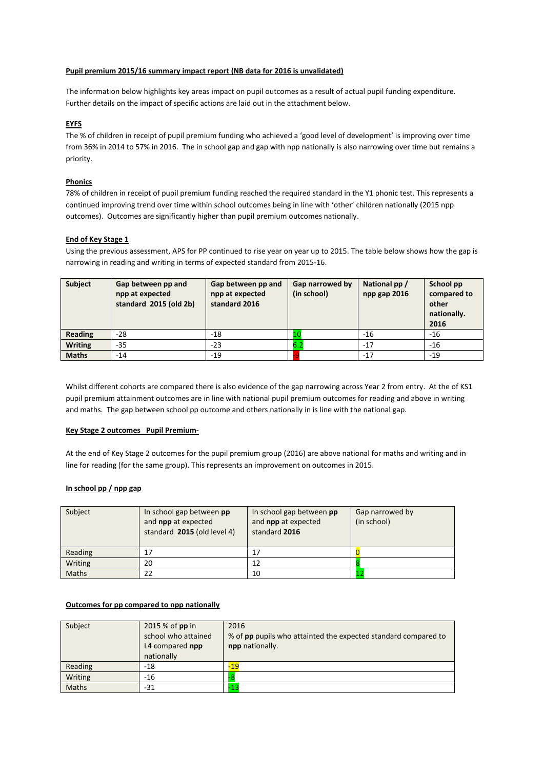**Pupil premium 2015/16 summary impact report (NB data for 2016 is unvalidated)**

The information below highlights key areas impact on pupil outcomes as a result of actual pupil funding expenditure. Further details on the impact of specific actions are laid out in the attachment below.

**EYFS**

The % of children in receipt of pupil premium funding who achieved a 'good level of development' is improving over time from 36% in 2014 to 57% in 2016. The in school gap and gap with npp nationally is also narrowing over time but remains a priority.

**Phonics**

78% of children in receipt of pupil premium funding reached the required standard in the Y1 phonic test. This represents a continued improving trend over time within school outcomes being in line with 'other' children nationally (2015 npp outcomes). Outcomes are significantly higher than pupil premium outcomes nationally.

**End of Key Stage 1**

Using the previous assessment, APS for PP continued to rise year on year up to 2015. The table below shows how the gap is narrowing in reading and writing in terms of expected standard from 2015-16.

| Subject | Gap between pp and npp at expected standard 2015 (old 2b) | Gap between pp and npp at expected standard 2016 | Gap narrowed by (in school) | National pp / npp gap 2016 | School pp compared to other nationally. 2016 |
|---|---|---|---|---|---|
| **Reading** | -28 | -18 | 10 | -16 | -16 |
| **Writing** | -35 | -23 | 6.2 | -17 | -16 |
| **Maths** | -14 | -19 | -9 | -17 | -19 |

Whilst different cohorts are compared there is also evidence of the gap narrowing across Year 2 from entry. At the of KS1 pupil premium attainment outcomes are in line with national pupil premium outcomes for reading and above in writing and maths. The gap between school pp outcome and others nationally in is line with the national gap.

**Key Stage 2 outcomes Pupil Premium-**

At the end of Key Stage 2 outcomes for the pupil premium group (2016) are above national for maths and writing and in line for reading (for the same group). This represents an improvement on outcomes in 2015.

**In school pp / npp gap**

| Subject | In school gap between **pp** and **npp** at expected standard **2015** (old level 4) | In school gap between **pp** and **npp** at expected standard **2016** | Gap narrowed by (in school) |
|---|---|---|---|
| Reading | 17 | 17 | 0 |
| Writing | 20 | 12 | 8 |
| Maths | 22 | 10 | 12 |

**Outcomes for pp compared to npp nationally**

| Subject | 2015 % of **pp** in school who attained L4 compared **npp** nationally | 2016 % of **pp** pupils who attainted the expected standard compared to **npp** nationally. |
|---|---|---|
| Reading | -18 | -19 |
| Writing | -16 | -8 |
| Maths | -31 | -13 |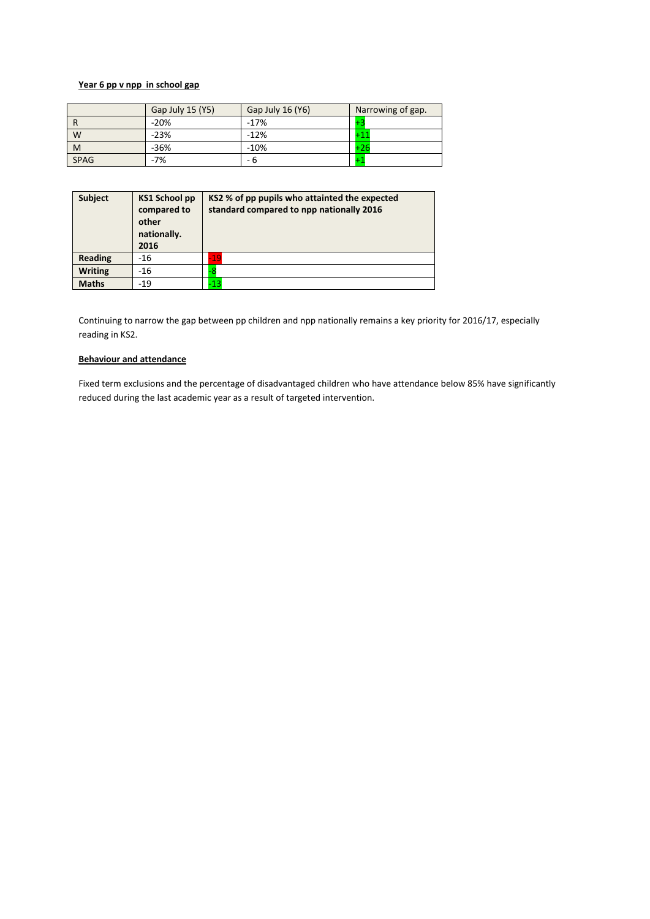**Year 6 pp v npp in school gap**

| | Gap July 15 (Y5) | Gap July 16 (Y6) | Narrowing of gap. |
|---|---|---|---|
| R | -20% | -17% | +3 |
| W | -23% | -12% | +11 |
| M | -36% | -10% | +26 |
| SPAG | -7% | - 6 | +1 |

| Subject | KS1 School pp compared to other nationally. 2016 | KS2 % of pp pupils who attainted the expected standard compared to npp nationally 2016 |
|---|---|---|
| **Reading** | -16 | -19 |
| **Writing** | -16 | -8 |
| **Maths** | -19 | -13 |

Continuing to narrow the gap between pp children and npp nationally remains a key priority for 2016/17, especially reading in KS2.

**Behaviour and attendance**

Fixed term exclusions and the percentage of disadvantaged children who have attendance below 85% have significantly reduced during the last academic year as a result of targeted intervention.